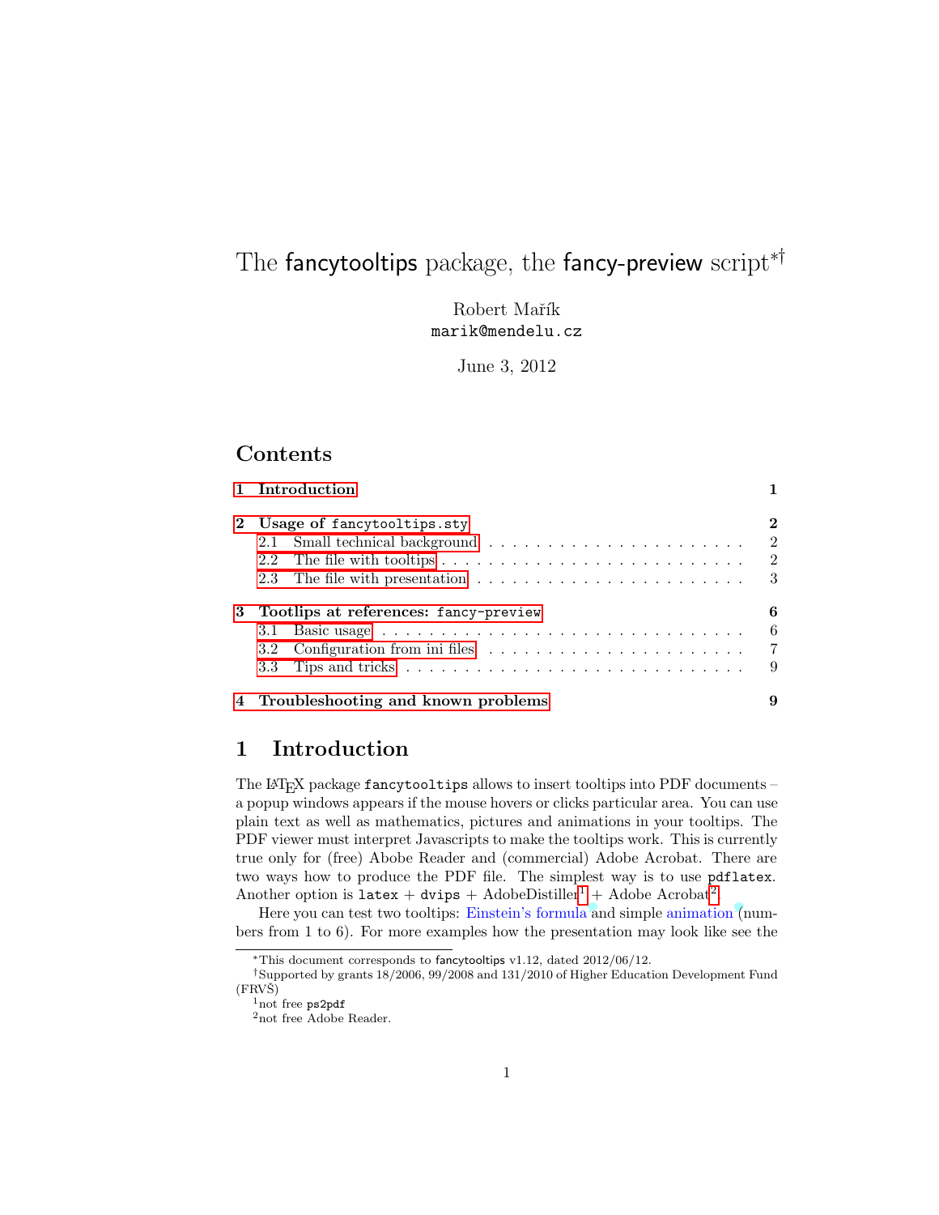# The fancytooltips package, the fancy-preview script[*][†]

Robert Mařík
marik@mendelu.cz

June 3, 2012

## Contents

- 1 Introduction — 1
- 2 Usage of fancytooltips.sty — 2
  - 2.1 Small technical background — 2
  - 2.2 The file with tooltips — 2
  - 2.3 The file with presentation — 3
- 3 Tootlips at references: fancy-preview — 6
  - 3.1 Basic usage — 6
  - 3.2 Configuration from ini files — 7
  - 3.3 Tips and tricks — 9
- 4 Troubleshooting and known problems — 9

## 1 Introduction

The LaTeX package `fancytooltips` allows to insert tooltips into PDF documents – a popup windows appears if the mouse hovers or clicks particular area. You can use plain text as well as mathematics, pictures and animations in your tooltips. The PDF viewer must interpret Javascripts to make the tooltips work. This is currently true only for (free) Abobe Reader and (commercial) Adobe Acrobat. There are two ways how to produce the PDF file. The simplest way is to use `pdflatex`. Another option is `latex` + `dvips` + AdobeDistiller[1] + Adobe Acrobat[2].

Here you can test two tooltips: Einstein's formula and simple animation (numbers from 1 to 6). For more examples how the presentation may look like see the

---

[*]This document corresponds to fancytooltips v1.12, dated 2012/06/12.

[†]Supported by grants 18/2006, 99/2008 and 131/2010 of Higher Education Development Fund (FRVŠ)

[1]not free `ps2pdf`

[2]not free Adobe Reader.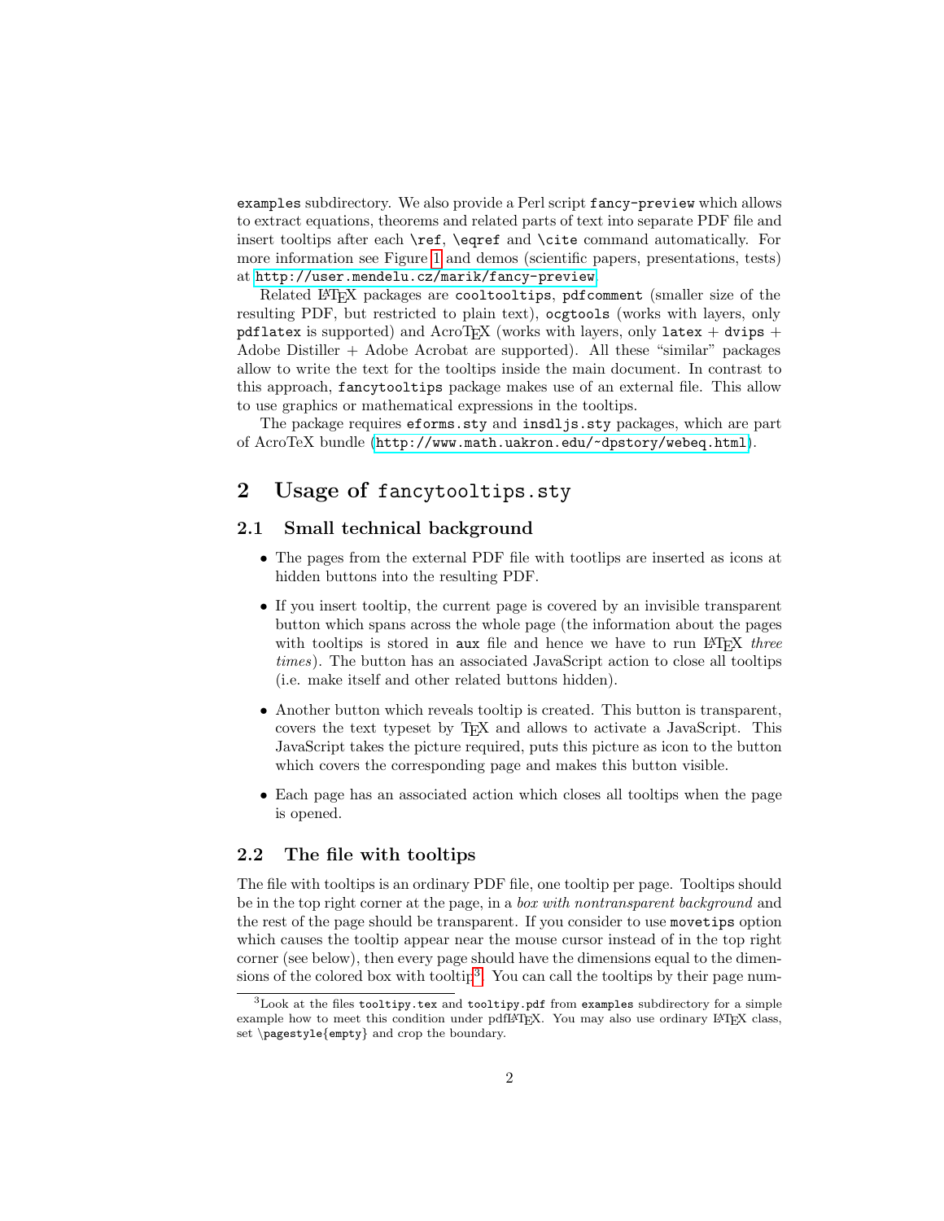examples subdirectory. We also provide a Perl script fancy-preview which allows to extract equations, theorems and related parts of text into separate PDF file and insert tooltips after each \ref, \eqref and \cite command automatically. For more information see Figure 1 and demos (scientific papers, presentations, tests) at http://user.mendelu.cz/marik/fancy-preview.

Related LaTeX packages are cooltooltips, pdfcomment (smaller size of the resulting PDF, but restricted to plain text), ocgtools (works with layers, only pdflatex is supported) and AcroTeX (works with layers, only latex + dvips + Adobe Distiller + Adobe Acrobat are supported). All these "similar" packages allow to write the text for the tooltips inside the main document. In contrast to this approach, fancytooltips package makes use of an external file. This allow to use graphics or mathematical expressions in the tooltips.

The package requires eforms.sty and insdljs.sty packages, which are part of AcroTeX bundle (http://www.math.uakron.edu/~dpstory/webeq.html).

## 2 Usage of fancytooltips.sty

### 2.1 Small technical background

- The pages from the external PDF file with tootlips are inserted as icons at hidden buttons into the resulting PDF.
- If you insert tooltip, the current page is covered by an invisible transparent button which spans across the whole page (the information about the pages with tooltips is stored in aux file and hence we have to run LaTeX *three times*). The button has an associated JavaScript action to close all tooltips (i.e. make itself and other related buttons hidden).
- Another button which reveals tooltip is created. This button is transparent, covers the text typeset by TeX and allows to activate a JavaScript. This JavaScript takes the picture required, puts this picture as icon to the button which covers the corresponding page and makes this button visible.
- Each page has an associated action which closes all tooltips when the page is opened.

### 2.2 The file with tooltips

The file with tooltips is an ordinary PDF file, one tooltip per page. Tooltips should be in the top right corner at the page, in a *box with nontransparent background* and the rest of the page should be transparent. If you consider to use movetips option which causes the tooltip appear near the mouse cursor instead of in the top right corner (see below), then every page should have the dimensions equal to the dimensions of the colored box with tooltip[3]. You can call the tooltips by their page num-

[3] Look at the files tooltipy.tex and tooltipy.pdf from examples subdirectory for a simple example how to meet this condition under pdfLaTeX. You may also use ordinary LaTeX class, set \pagestyle{empty} and crop the boundary.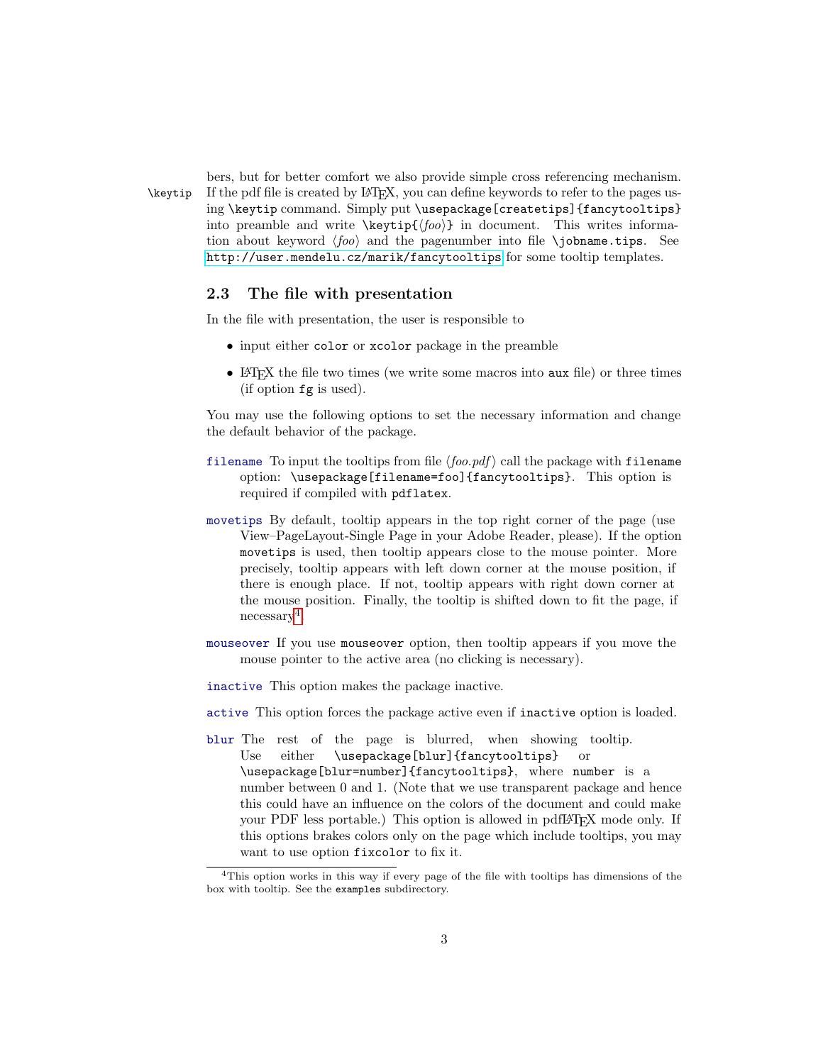bers, but for better comfort we also provide simple cross referencing mechanism. `\keytip` If the pdf file is created by LaTeX, you can define keywords to refer to the pages using `\keytip` command. Simply put `\usepackage[createtips]{fancytooltips}` into preamble and write `\keytip{`⟨*foo*⟩`}` in document. This writes information about keyword ⟨*foo*⟩ and the pagenumber into file `\jobname.tips`. See http://user.mendelu.cz/marik/fancytooltips for some tooltip templates.

### 2.3 The file with presentation

In the file with presentation, the user is responsible to

- input either `color` or `xcolor` package in the preamble
- LaTeX the file two times (we write some macros into `aux` file) or three times (if option `fg` is used).

You may use the following options to set the necessary information and change the default behavior of the package.

`filename` To input the tooltips from file ⟨*foo.pdf*⟩ call the package with `filename` option: `\usepackage[filename=foo]{fancytooltips}`. This option is required if compiled with `pdflatex`.

`movetips` By default, tooltip appears in the top right corner of the page (use View–PageLayout-Single Page in your Adobe Reader, please). If the option `movetips` is used, then tooltip appears close to the mouse pointer. More precisely, tooltip appears with left down corner at the mouse position, if there is enough place. If not, tooltip appears with right down corner at the mouse position. Finally, the tooltip is shifted down to fit the page, if necessary[4].

`mouseover` If you use `mouseover` option, then tooltip appears if you move the mouse pointer to the active area (no clicking is necessary).

`inactive` This option makes the package inactive.

`active` This option forces the package active even if `inactive` option is loaded.

`blur` The rest of the page is blurred, when showing tooltip. Use either `\usepackage[blur]{fancytooltips}` or `\usepackage[blur=number]{fancytooltips}`, where `number` is a number between 0 and 1. (Note that we use transparent package and hence this could have an influence on the colors of the document and could make your PDF less portable.) This option is allowed in pdfLaTeX mode only. If this options brakes colors only on the page which include tooltips, you may want to use option `fixcolor` to fix it.

[4]This option works in this way if every page of the file with tooltips has dimensions of the box with tooltip. See the `examples` subdirectory.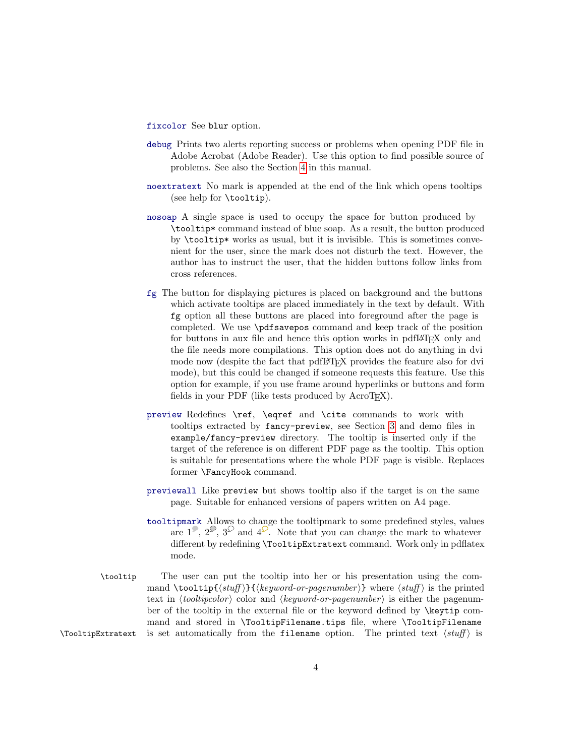`fixcolor` See `blur` option.

`debug` Prints two alerts reporting success or problems when opening PDF file in Adobe Acrobat (Adobe Reader). Use this option to find possible source of problems. See also the Section 4 in this manual.

`noextratext` No mark is appended at the end of the link which opens tooltips (see help for `\tooltip`).

`nosoap` A single space is used to occupy the space for button produced by `\tooltip*` command instead of blue soap. As a result, the button produced by `\tooltip*` works as usual, but it is invisible. This is sometimes convenient for the user, since the mark does not disturb the text. However, the author has to instruct the user, that the hidden buttons follow links from cross references.

`fg` The button for displaying pictures is placed on background and the buttons which activate tooltips are placed immediately in the text by default. With `fg` option all these buttons are placed into foreground after the page is completed. We use `\pdfsavepos` command and keep track of the position for buttons in aux file and hence this option works in pdfLaTeX only and the file needs more compilations. This option does not do anything in dvi mode now (despite the fact that pdfLaTeX provides the feature also for dvi mode), but this could be changed if someone requests this feature. Use this option for example, if you use frame around hyperlinks or buttons and form fields in your PDF (like tests produced by AcroTeX).

`preview` Redefines `\ref`, `\eqref` and `\cite` commands to work with tooltips extracted by `fancy-preview`, see Section 3 and demo files in `example/fancy-preview` directory. The tooltip is inserted only if the target of the reference is on different PDF page as the tooltip. This option is suitable for presentations where the whole PDF page is visible. Replaces former `\FancyHook` command.

`previewall` Like `preview` but shows tooltip also if the target is on the same page. Suitable for enhanced versions of papers written on A4 page.

`tooltipmark` Allows to change the tooltipmark to some predefined styles, values are 1, 2, 3 and 4. Note that you can change the mark to whatever different by redefining `\TooltipExtratext` command. Work only in pdflatex mode.

`\tooltip` `\TooltipExtratext` The user can put the tooltip into her or his presentation using the command `\tooltip{`⟨*stuff*⟩`}{`⟨*keyword-or-pagenumber*⟩`}` where ⟨*stuff*⟩ is the printed text in ⟨*tooltipcolor*⟩ color and ⟨*keyword-or-pagenumber*⟩ is either the pagenumber of the tooltip in the external file or the keyword defined by `\keytip` command and stored in `\TooltipFilename.tips` file, where `\TooltipFilename` is set automatically from the `filename` option. The printed text ⟨*stuff*⟩ is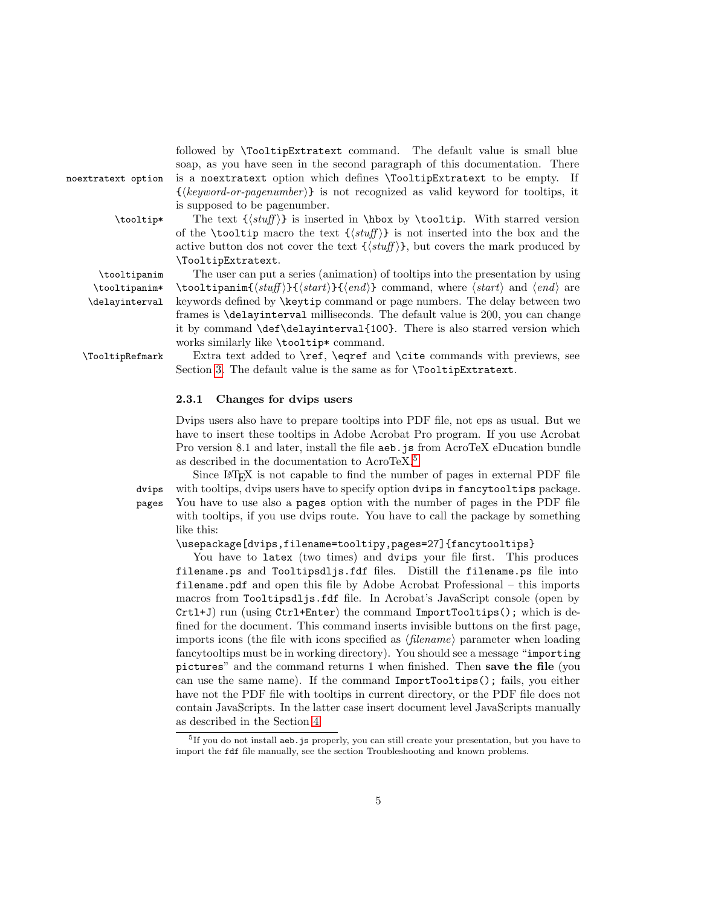followed by `\TooltipExtratext` command. The default value is small blue soap, as you have seen in the second paragraph of this documentation. There is a `noextratext` option which defines `\TooltipExtratext` to be empty. If `{`⟨*keyword-or-pagenumber*⟩`}` is not recognized as valid keyword for tooltips, it is supposed to be pagenumber.

**noextratext option**

**\tooltip\***

The text `{`⟨*stuff*⟩`}` is inserted in `\hbox` by `\tooltip`. With starred version of the `\tooltip` macro the text `{`⟨*stuff*⟩`}` is not inserted into the box and the active button dos not cover the text `{`⟨*stuff*⟩`}`, but covers the mark produced by `\TooltipExtratext`.

**\tooltipanim**
**\tooltipanim\***
**\delayinterval**

The user can put a series (animation) of tooltips into the presentation by using `\tooltipanim{`⟨*stuff*⟩`}{`⟨*start*⟩`}{`⟨*end*⟩`}` command, where ⟨*start*⟩ and ⟨*end*⟩ are keywords defined by `\keytip` command or page numbers. The delay between two frames is `\delayinterval` milliseconds. The default value is 200, you can change it by command `\def\delayinterval{100}`. There is also starred version which works similarly like `\tooltip*` command.

**\TooltipRefmark**

Extra text added to `\ref`, `\eqref` and `\cite` commands with previews, see Section 3. The default value is the same as for `\TooltipExtratext`.

#### 2.3.1 Changes for dvips users

Dvips users also have to prepare tooltips into PDF file, not eps as usual. But we have to insert these tooltips in Adobe Acrobat Pro program. If you use Acrobat Pro version 8.1 and later, install the file `aeb.js` from AcroTeX eDucation bundle as described in the documentation to AcroTeX.[5]

**dvips**
**pages**

Since LaTeX is not capable to find the number of pages in external PDF file with tooltips, dvips users have to specify option `dvips` in `fancytooltips` package. You have to use also a `pages` option with the number of pages in the PDF file with tooltips, if you use dvips route. You have to call the package by something like this:

```
\usepackage[dvips,filename=tooltipy,pages=27]{fancytooltips}
```

You have to `latex` (two times) and `dvips` your file first. This produces `filename.ps` and `Tooltipsdljs.fdf` files. Distill the `filename.ps` file into `filename.pdf` and open this file by Adobe Acrobat Professional – this imports macros from `Tooltipsdljs.fdf` file. In Acrobat's JavaScript console (open by `Crtl+J`) run (using `Ctrl+Enter`) the command `ImportTooltips();` which is defined for the document. This command inserts invisible buttons on the first page, imports icons (the file with icons specified as ⟨*filename*⟩ parameter when loading fancytooltips must be in working directory). You should see a message "`importing pictures`" and the command returns 1 when finished. Then **save the file** (you can use the same name). If the command `ImportTooltips();` fails, you either have not the PDF file with tooltips in current directory, or the PDF file does not contain JavaScripts. In the latter case insert document level JavaScripts manually as described in the Section 4.

[5] If you do not install `aeb.js` properly, you can still create your presentation, but you have to import the `fdf` file manually, see the section Troubleshooting and known problems.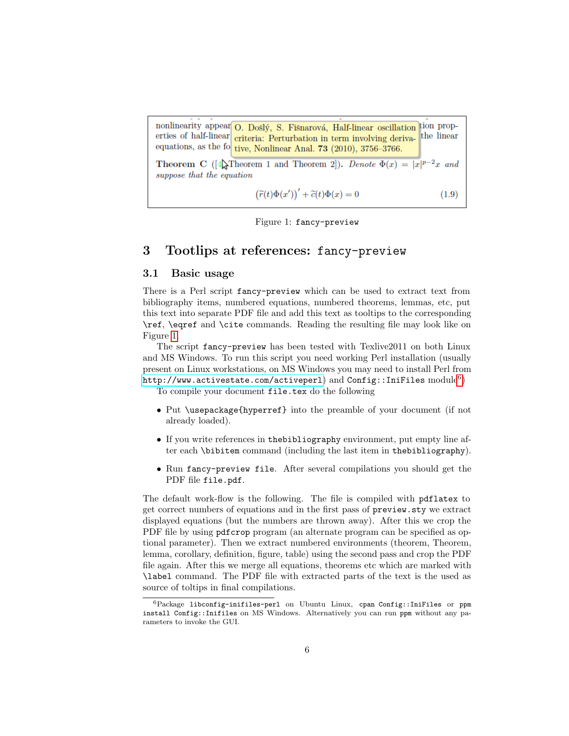nonlinearity appear O. Došlý, S. Fišnarová, Half-linear oscillation tion properties of half-linear criteria: Perturbation in term involving derivathe linear equations, as the fo tive, Nonlinear Anal. **73** (2010), 3756–3766.

**Theorem C** ([4, Theorem 1 and Theorem 2]). *Denote* $\Phi(x) = |x|^{p-2}x$ *and suppose that the equation*

$$\left(\widetilde{r}(t)\Phi(x')\right)' + \widetilde{c}(t)\Phi(x) = 0 \tag{1.9}$$

Figure 1: `fancy-preview`

## 3 Tootlips at references: `fancy-preview`

### 3.1 Basic usage

There is a Perl script `fancy-preview` which can be used to extract text from bibliography items, numbered equations, numbered theorems, lemmas, etc, put this text into separate PDF file and add this text as tooltips to the corresponding `\ref`, `\eqref` and `\cite` commands. Reading the resulting file may look like on Figure 1.

The script `fancy-preview` has been tested with Texlive2011 on both Linux and MS Windows. To run this script you need working Perl installation (usually present on Linux workstations, on MS Windows you may need to install Perl from `http://www.activestate.com/activeperl`) and `Config::IniFiles` module[6])

To compile your document `file.tex` do the following

- Put `\usepackage{hyperref}` into the preamble of your document (if not already loaded).
- If you write references in `thebibliography` environment, put empty line after each `\bibitem` command (including the last item in `thebibliography`).
- Run `fancy-preview file`. After several compilations you should get the PDF file `file.pdf`.

The default work-flow is the following. The file is compiled with `pdflatex` to get correct numbers of equations and in the first pass of `preview.sty` we extract displayed equations (but the numbers are thrown away). After this we crop the PDF file by using `pdfcrop` program (an alternate program can be specified as optional parameter). Then we extract numbered environments (theorem, Theorem, lemma, corollary, definition, figure, table) using the second pass and crop the PDF file again. After this we merge all equations, theorems etc which are marked with `\label` command. The PDF file with extracted parts of the text is the used as source of toltips in final compilations.

[6]Package `libconfig-inifiles-perl` on Ubuntu Linux, `cpan Config::IniFiles` or `ppm install Config::Inifiles` on MS Windows. Alternatively you can run `ppm` without any parameters to invoke the GUI.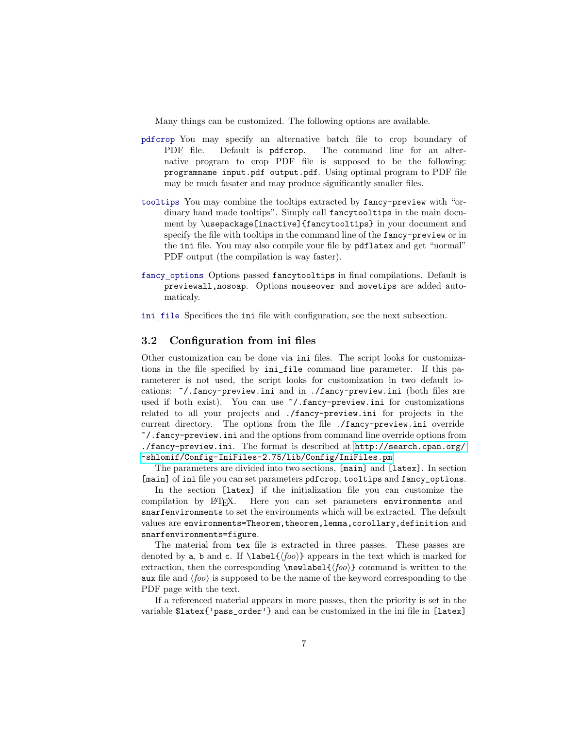Many things can be customized. The following options are available.

`pdfcrop` You may specify an alternative batch file to crop boundary of PDF file. Default is `pdfcrop`. The command line for an alternative program to crop PDF file is supposed to be the following: `programname input.pdf output.pdf`. Using optimal program to PDF file may be much fasater and may produce significantly smaller files.

`tooltips` You may combine the tooltips extracted by `fancy-preview` with "ordinary hand made tooltips". Simply call `fancytooltips` in the main document by `\usepackage[inactive]{fancytooltips}` in your document and specify the file with tooltips in the command line of the `fancy-preview` or in the `ini` file. You may also compile your file by `pdflatex` and get "normal" PDF output (the compilation is way faster).

`fancy_options` Options passed `fancytooltips` in final compilations. Default is `previewall,nosoap`. Options `mouseover` and `movetips` are added automaticaly.

`ini_file` Specifices the `ini` file with configuration, see the next subsection.

## 3.2 Configuration from ini files

Other customization can be done via `ini` files. The script looks for customizations in the file specified by `ini_file` command line parameter. If this parameterer is not used, the script looks for customization in two default locations: `~/.fancy-preview.ini` and in `./fancy-preview.ini` (both files are used if both exist). You can use `~/.fancy-preview.ini` for customizations related to all your projects and `./fancy-preview.ini` for projects in the current directory. The options from the file `./fancy-preview.ini` override `~/.fancy-preview.ini` and the options from command line override options from `./fancy-preview.ini`. The format is described at http://search.cpan.org/~shlomif/Config-IniFiles-2.75/lib/Config/IniFiles.pm

The parameters are divided into two sections, `[main]` and `[latex]`. In section `[main]` of `ini` file you can set parameters `pdfcrop`, `tooltips` and `fancy_options`.

In the section `[latex]` if the initialization file you can customize the compilation by LaTeX. Here you can set parameters `environments` and `snarfenvironments` to set the environments which will be extracted. The default values are `environments=Theorem,theorem,lemma,corollary,definition` and `snarfenvironments=figure`.

The material from `tex` file is extracted in three passes. These passes are denoted by `a`, `b` and `c`. If `\label{⟨foo⟩}` appears in the text which is marked for extraction, then the corresponding `\newlabel{⟨foo⟩}` command is written to the `aux` file and ⟨*foo*⟩ is supposed to be the name of the keyword corresponding to the PDF page with the text.

If a referenced material appears in more passes, then the priority is set in the variable `$latex{'pass_order'}` and can be customized in the ini file in `[latex]`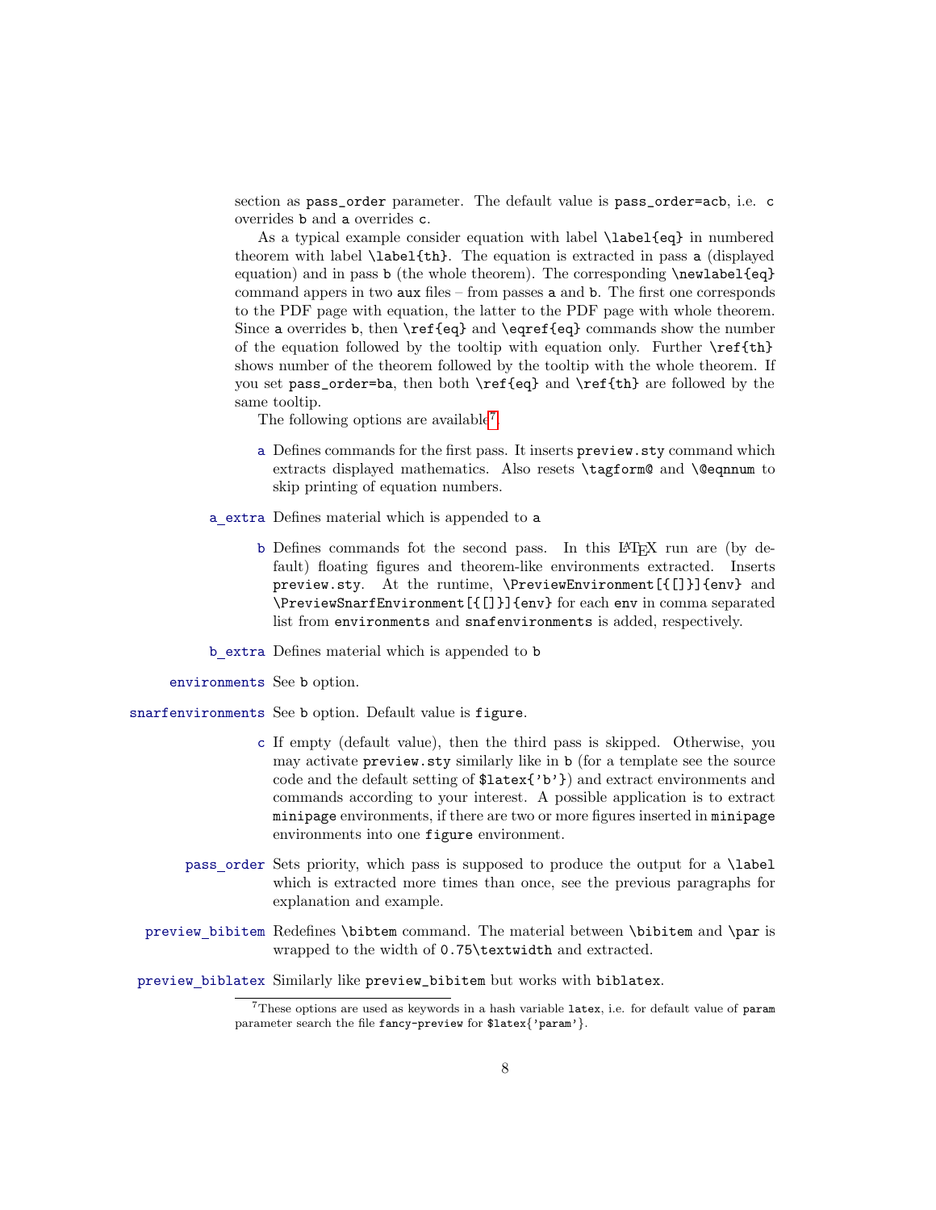section as `pass_order` parameter. The default value is `pass_order=acb`, i.e. `c` overrides `b` and `a` overrides `c`.

As a typical example consider equation with label `\label{eq}` in numbered theorem with label `\label{th}`. The equation is extracted in pass `a` (displayed equation) and in pass `b` (the whole theorem). The corresponding `\newlabel{eq}` command appers in two `aux` files – from passes `a` and `b`. The first one corresponds to the PDF page with equation, the latter to the PDF page with whole theorem. Since `a` overrides `b`, then `\ref{eq}` and `\eqref{eq}` commands show the number of the equation followed by the tooltip with equation only. Further `\ref{th}` shows number of the theorem followed by the tooltip with the whole theorem. If you set `pass_order=ba`, then both `\ref{eq}` and `\ref{th}` are followed by the same tooltip.

The following options are available[7].

- `a` Defines commands for the first pass. It inserts `preview.sty` command which extracts displayed mathematics. Also resets `\tagform@` and `\@eqnnum` to skip printing of equation numbers.
- `a_extra` Defines material which is appended to `a`
- `b` Defines commands fot the second pass. In this LaTeX run are (by default) floating figures and theorem-like environments extracted. Inserts `preview.sty`. At the runtime, `\PreviewEnvironment[{[]}]{env}` and `\PreviewSnarfEnvironment[{[]}]{env}` for each `env` in comma separated list from `environments` and `snafenvironments` is added, respectively.
- `b_extra` Defines material which is appended to `b`
- `environments` See `b` option.
- `snarfenvironments` See `b` option. Default value is `figure`.
- `c` If empty (default value), then the third pass is skipped. Otherwise, you may activate `preview.sty` similarly like in `b` (for a template see the source code and the default setting of `$latex{'b'}`) and extract environments and commands according to your interest. A possible application is to extract `minipage` environments, if there are two or more figures inserted in `minipage` environments into one `figure` environment.
- `pass_order` Sets priority, which pass is supposed to produce the output for a `\label` which is extracted more times than once, see the previous paragraphs for explanation and example.
- `preview_bibitem` Redefines `\bibtem` command. The material between `\bibitem` and `\par` is wrapped to the width of `0.75\textwidth` and extracted.
- `preview_biblatex` Similarly like `preview_bibitem` but works with `biblatex`.

---

[7] These options are used as keywords in a hash variable `latex`, i.e. for default value of `param` parameter search the file `fancy-preview` for `$latex{'param'}`.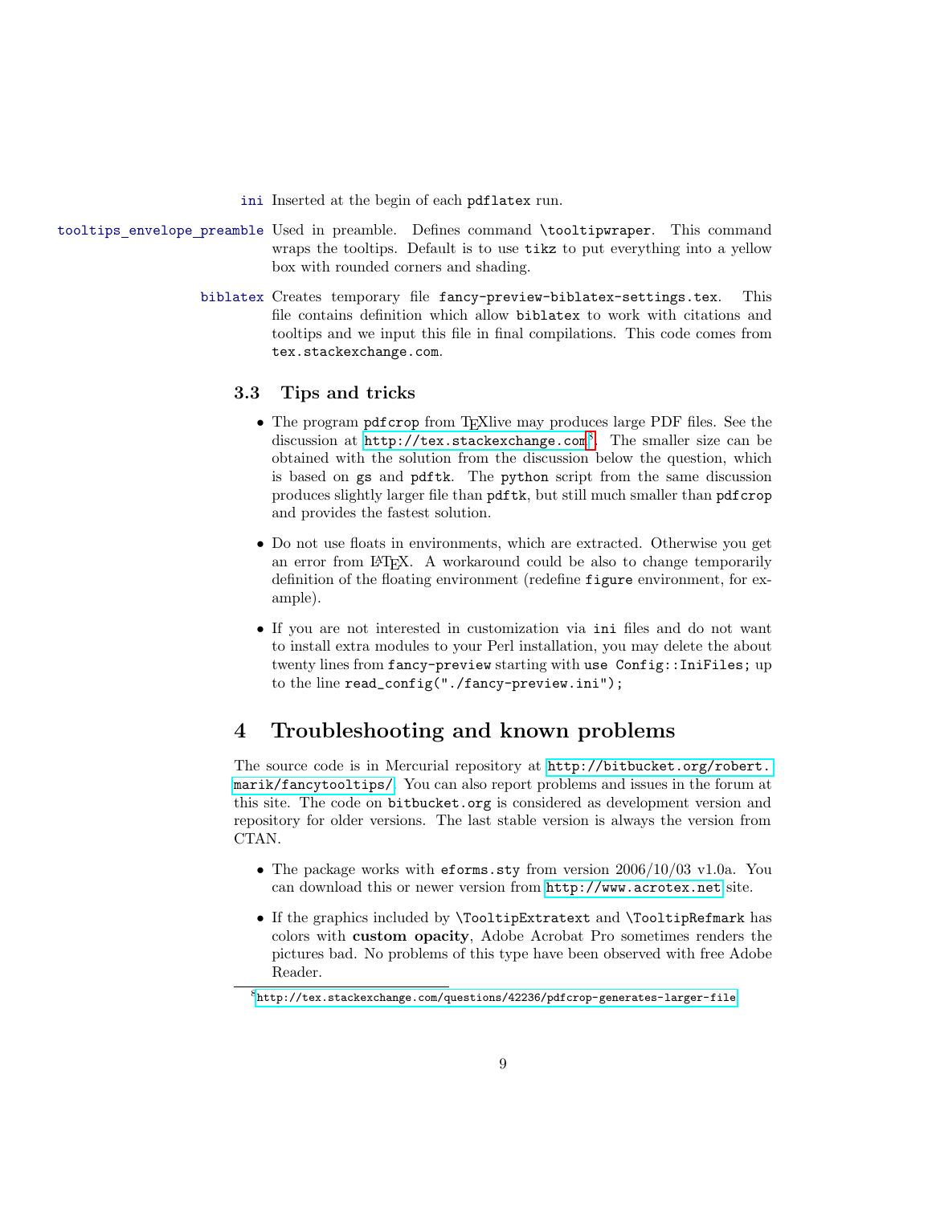**ini** Inserted at the begin of each `pdflatex` run.

**tooltips_envelope_preamble** Used in preamble. Defines command `\tooltipwraper`. This command wraps the tooltips. Default is to use `tikz` to put everything into a yellow box with rounded corners and shading.

**biblatex** Creates temporary file `fancy-preview-biblatex-settings.tex`. This file contains definition which allow `biblatex` to work with citations and tooltips and we input this file in final compilations. This code comes from `tex.stackexchange.com`.

### 3.3 Tips and tricks

- The program `pdfcrop` from TEXlive may produces large PDF files. See the discussion at `http://tex.stackexchange.com`[8]. The smaller size can be obtained with the solution from the discussion below the question, which is based on `gs` and `pdftk`. The `python` script from the same discussion produces slightly larger file than `pdftk`, but still much smaller than `pdfcrop` and provides the fastest solution.

- Do not use floats in environments, which are extracted. Otherwise you get an error from LATEX. A workaround could be also to change temporarily definition of the floating environment (redefine `figure` environment, for example).

- If you are not interested in customization via `ini` files and do not want to install extra modules to your Perl installation, you may delete the about twenty lines from `fancy-preview` starting with `use Config::IniFiles;` up to the line `read_config("./fancy-preview.ini");`

## 4 Troubleshooting and known problems

The source code is in Mercurial repository at `http://bitbucket.org/robert.marik/fancytooltips/`. You can also report problems and issues in the forum at this site. The code on `bitbucket.org` is considered as development version and repository for older versions. The last stable version is always the version from CTAN.

- The package works with `eforms.sty` from version 2006/10/03 v1.0a. You can download this or newer version from `http://www.acrotex.net` site.

- If the graphics included by `\TooltipExtratext` and `\TooltipRefmark` has colors with **custom opacity**, Adobe Acrobat Pro sometimes renders the pictures bad. No problems of this type have been observed with free Adobe Reader.

---

[8] `http://tex.stackexchange.com/questions/42236/pdfcrop-generates-larger-file`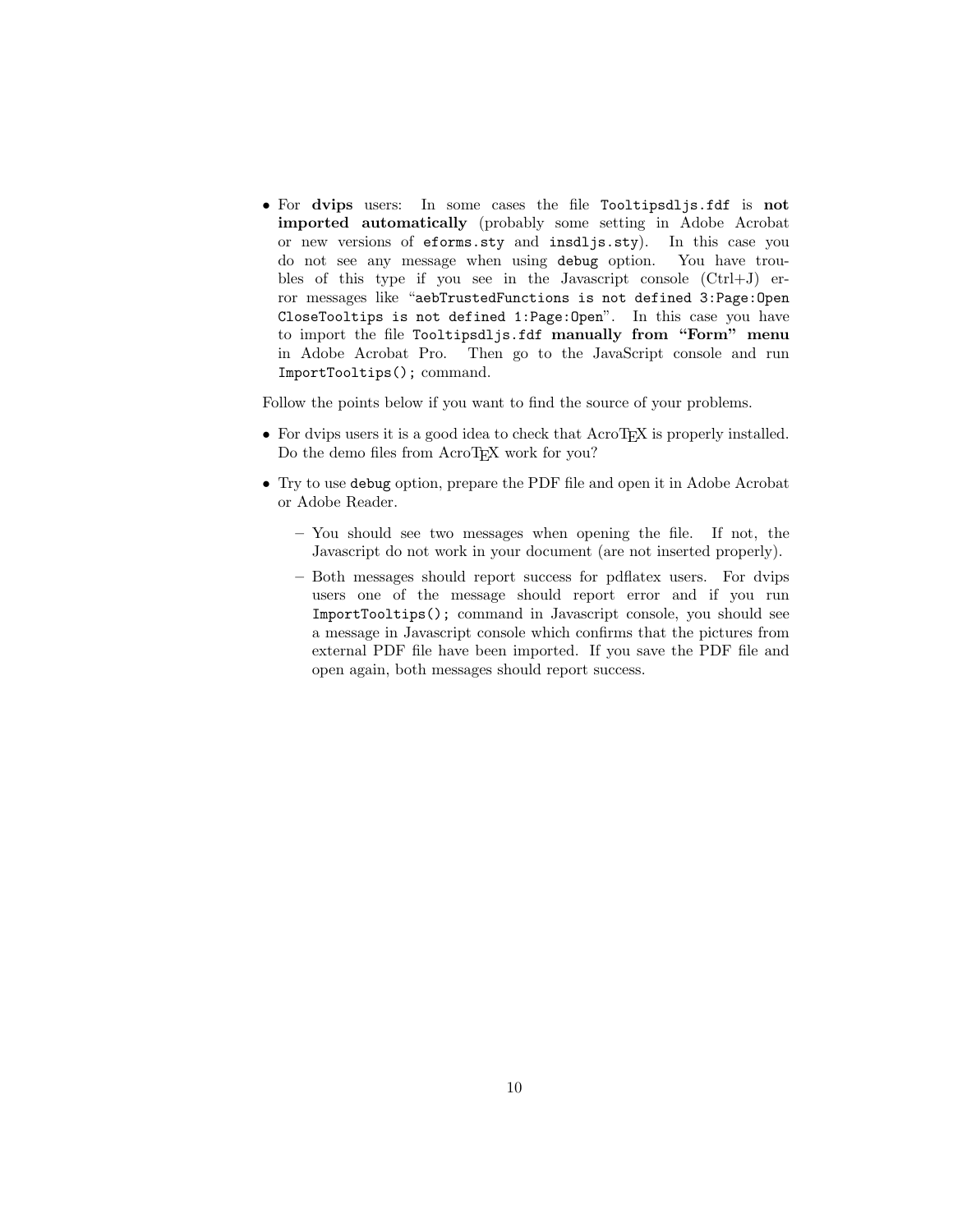- For **dvips** users: In some cases the file `Tooltipsdljs.fdf` is **not imported automatically** (probably some setting in Adobe Acrobat or new versions of `eforms.sty` and `insdljs.sty`). In this case you do not see any message when using `debug` option. You have troubles of this type if you see in the Javascript console (Ctrl+J) error messages like "`aebTrustedFunctions is not defined 3:Page:Open CloseTooltips is not defined 1:Page:Open`". In this case you have to import the file `Tooltipsdljs.fdf` **manually from "Form" menu** in Adobe Acrobat Pro. Then go to the JavaScript console and run `ImportTooltips();` command.

Follow the points below if you want to find the source of your problems.

- For dvips users it is a good idea to check that AcroTEX is properly installed. Do the demo files from AcroTEX work for you?
- Try to use `debug` option, prepare the PDF file and open it in Adobe Acrobat or Adobe Reader.
  - You should see two messages when opening the file. If not, the Javascript do not work in your document (are not inserted properly).
  - Both messages should report success for pdflatex users. For dvips users one of the message should report error and if you run `ImportTooltips();` command in Javascript console, you should see a message in Javascript console which confirms that the pictures from external PDF file have been imported. If you save the PDF file and open again, both messages should report success.